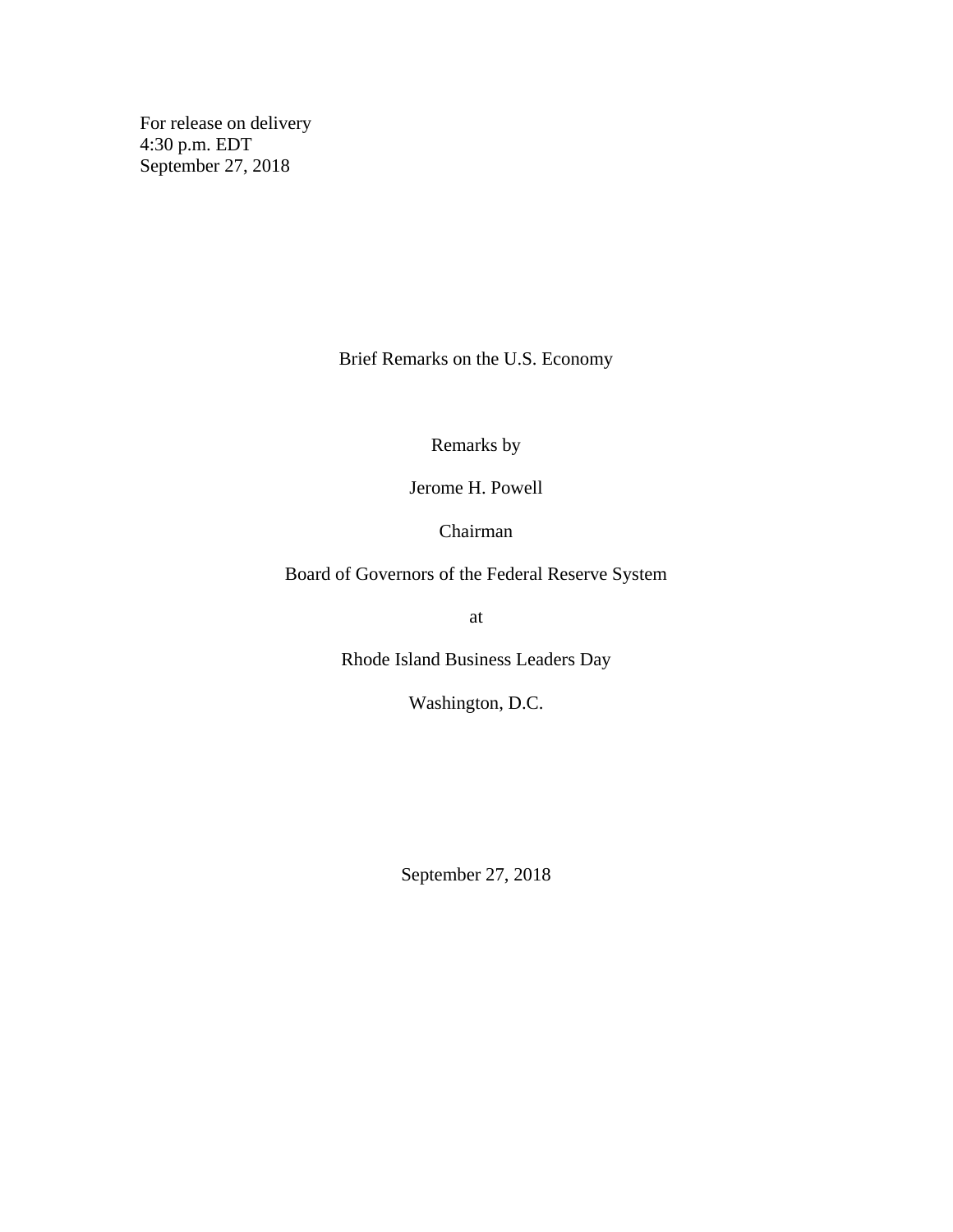For release on delivery
4:30 p.m. EDT
September 27, 2018

# Brief Remarks on the U.S. Economy

Remarks by

Jerome H. Powell

Chairman

Board of Governors of the Federal Reserve System

at

Rhode Island Business Leaders Day

Washington, D.C.

September 27, 2018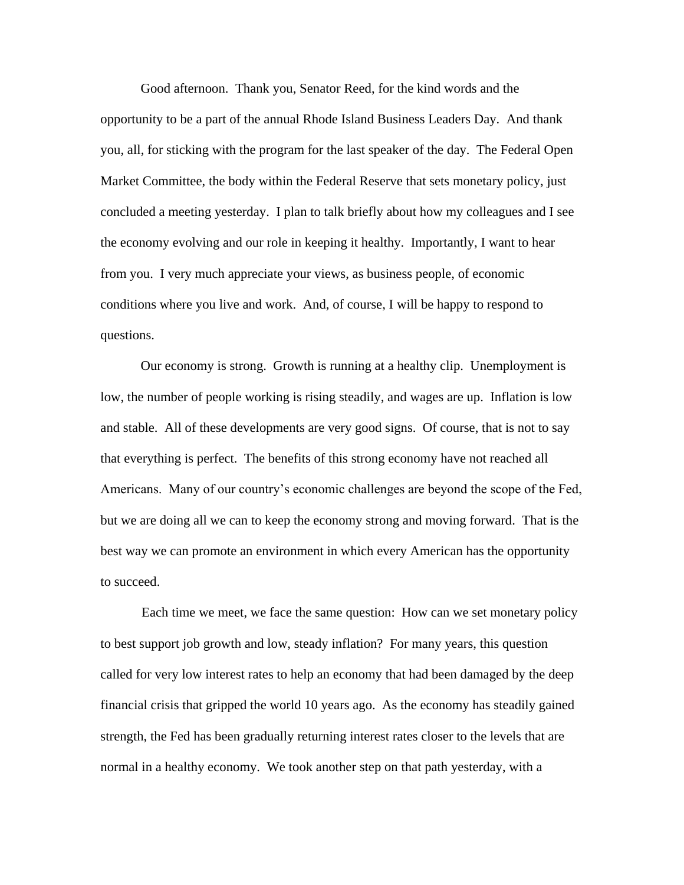Good afternoon. Thank you, Senator Reed, for the kind words and the opportunity to be a part of the annual Rhode Island Business Leaders Day. And thank you, all, for sticking with the program for the last speaker of the day. The Federal Open Market Committee, the body within the Federal Reserve that sets monetary policy, just concluded a meeting yesterday. I plan to talk briefly about how my colleagues and I see the economy evolving and our role in keeping it healthy. Importantly, I want to hear from you. I very much appreciate your views, as business people, of economic conditions where you live and work. And, of course, I will be happy to respond to questions.

Our economy is strong. Growth is running at a healthy clip. Unemployment is low, the number of people working is rising steadily, and wages are up. Inflation is low and stable. All of these developments are very good signs. Of course, that is not to say that everything is perfect. The benefits of this strong economy have not reached all Americans. Many of our country's economic challenges are beyond the scope of the Fed, but we are doing all we can to keep the economy strong and moving forward. That is the best way we can promote an environment in which every American has the opportunity to succeed.

Each time we meet, we face the same question: How can we set monetary policy to best support job growth and low, steady inflation? For many years, this question called for very low interest rates to help an economy that had been damaged by the deep financial crisis that gripped the world 10 years ago. As the economy has steadily gained strength, the Fed has been gradually returning interest rates closer to the levels that are normal in a healthy economy. We took another step on that path yesterday, with a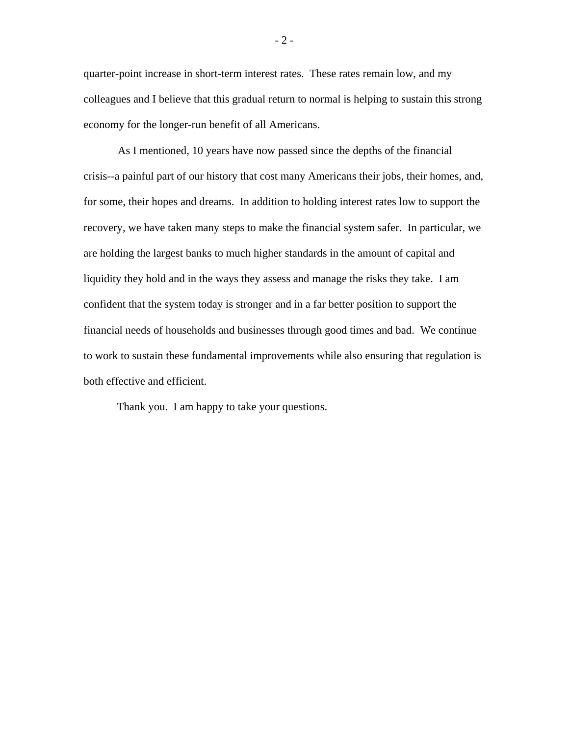quarter-point increase in short-term interest rates. These rates remain low, and my colleagues and I believe that this gradual return to normal is helping to sustain this strong economy for the longer-run benefit of all Americans.

As I mentioned, 10 years have now passed since the depths of the financial crisis--a painful part of our history that cost many Americans their jobs, their homes, and, for some, their hopes and dreams. In addition to holding interest rates low to support the recovery, we have taken many steps to make the financial system safer. In particular, we are holding the largest banks to much higher standards in the amount of capital and liquidity they hold and in the ways they assess and manage the risks they take. I am confident that the system today is stronger and in a far better position to support the financial needs of households and businesses through good times and bad. We continue to work to sustain these fundamental improvements while also ensuring that regulation is both effective and efficient.

Thank you. I am happy to take your questions.